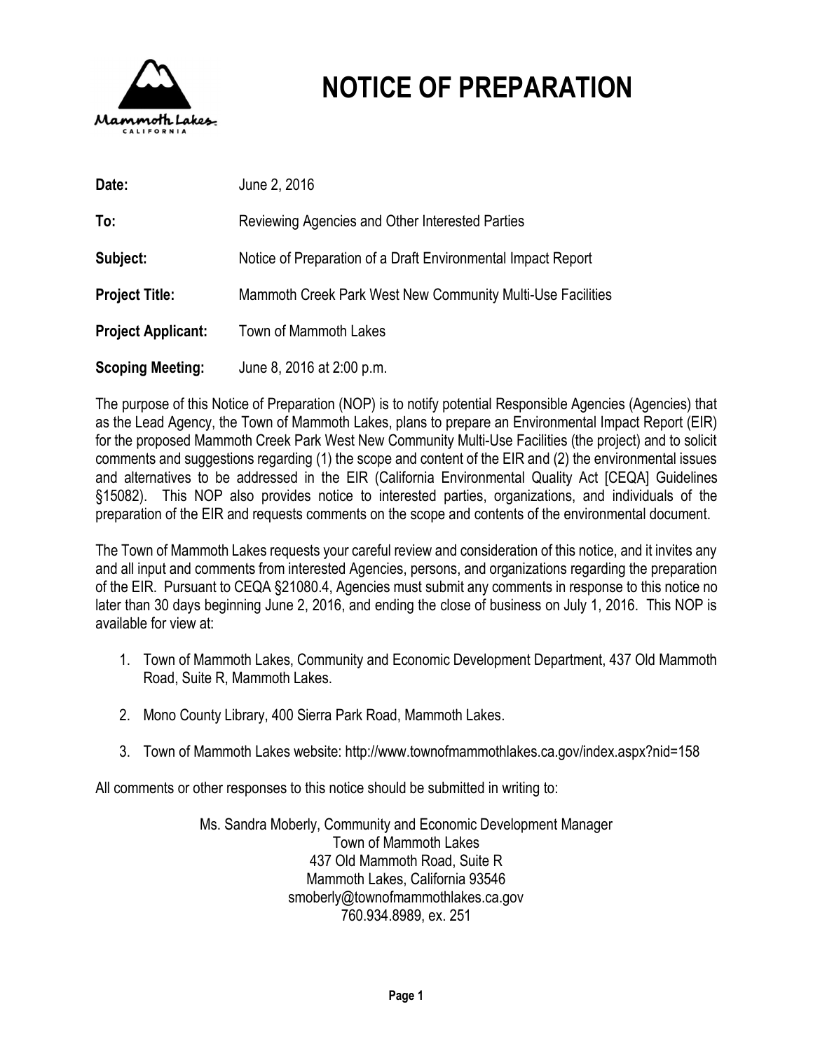# NOTICE OF PREPARATION

**Date:** June 2, 2016

**To:** Reviewing Agencies and Other Interested Parties

**Subject:** Notice of Preparation of a Draft Environmental Impact Report

**Project Title:** Mammoth Creek Park West New Community Multi-Use Facilities

**Project Applicant:** Town of Mammoth Lakes

**Scoping Meeting:** June 8, 2016 at 2:00 p.m.

The purpose of this Notice of Preparation (NOP) is to notify potential Responsible Agencies (Agencies) that as the Lead Agency, the Town of Mammoth Lakes, plans to prepare an Environmental Impact Report (EIR) for the proposed Mammoth Creek Park West New Community Multi-Use Facilities (the project) and to solicit comments and suggestions regarding (1) the scope and content of the EIR and (2) the environmental issues and alternatives to be addressed in the EIR (California Environmental Quality Act [CEQA] Guidelines §15082). This NOP also provides notice to interested parties, organizations, and individuals of the preparation of the EIR and requests comments on the scope and contents of the environmental document.

The Town of Mammoth Lakes requests your careful review and consideration of this notice, and it invites any and all input and comments from interested Agencies, persons, and organizations regarding the preparation of the EIR. Pursuant to CEQA §21080.4, Agencies must submit any comments in response to this notice no later than 30 days beginning June 2, 2016, and ending the close of business on July 1, 2016. This NOP is available for view at:

1. Town of Mammoth Lakes, Community and Economic Development Department, 437 Old Mammoth Road, Suite R, Mammoth Lakes.
2. Mono County Library, 400 Sierra Park Road, Mammoth Lakes.
3. Town of Mammoth Lakes website: http://www.townofmammothlakes.ca.gov/index.aspx?nid=158

All comments or other responses to this notice should be submitted in writing to:

Ms. Sandra Moberly, Community and Economic Development Manager
Town of Mammoth Lakes
437 Old Mammoth Road, Suite R
Mammoth Lakes, California 93546
smoberly@townofmammothlakes.ca.gov
760.934.8989, ex. 251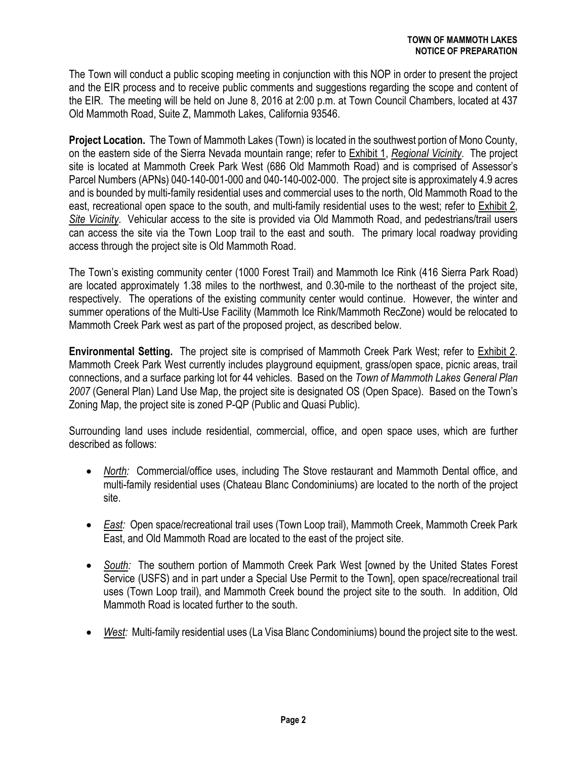The Town will conduct a public scoping meeting in conjunction with this NOP in order to present the project and the EIR process and to receive public comments and suggestions regarding the scope and content of the EIR. The meeting will be held on June 8, 2016 at 2:00 p.m. at Town Council Chambers, located at 437 Old Mammoth Road, Suite Z, Mammoth Lakes, California 93546.

**Project Location.** The Town of Mammoth Lakes (Town) is located in the southwest portion of Mono County, on the eastern side of the Sierra Nevada mountain range; refer to Exhibit 1, *Regional Vicinity*. The project site is located at Mammoth Creek Park West (686 Old Mammoth Road) and is comprised of Assessor's Parcel Numbers (APNs) 040-140-001-000 and 040-140-002-000. The project site is approximately 4.9 acres and is bounded by multi-family residential uses and commercial uses to the north, Old Mammoth Road to the east, recreational open space to the south, and multi-family residential uses to the west; refer to Exhibit 2, *Site Vicinity*. Vehicular access to the site is provided via Old Mammoth Road, and pedestrians/trail users can access the site via the Town Loop trail to the east and south. The primary local roadway providing access through the project site is Old Mammoth Road.

The Town's existing community center (1000 Forest Trail) and Mammoth Ice Rink (416 Sierra Park Road) are located approximately 1.38 miles to the northwest, and 0.30-mile to the northeast of the project site, respectively. The operations of the existing community center would continue. However, the winter and summer operations of the Multi-Use Facility (Mammoth Ice Rink/Mammoth RecZone) would be relocated to Mammoth Creek Park west as part of the proposed project, as described below.

**Environmental Setting.** The project site is comprised of Mammoth Creek Park West; refer to Exhibit 2. Mammoth Creek Park West currently includes playground equipment, grass/open space, picnic areas, trail connections, and a surface parking lot for 44 vehicles. Based on the *Town of Mammoth Lakes General Plan 2007* (General Plan) Land Use Map, the project site is designated OS (Open Space). Based on the Town's Zoning Map, the project site is zoned P-QP (Public and Quasi Public).

Surrounding land uses include residential, commercial, office, and open space uses, which are further described as follows:

- *North:* Commercial/office uses, including The Stove restaurant and Mammoth Dental office, and multi-family residential uses (Chateau Blanc Condominiums) are located to the north of the project site.
- *East:* Open space/recreational trail uses (Town Loop trail), Mammoth Creek, Mammoth Creek Park East, and Old Mammoth Road are located to the east of the project site.
- *South:* The southern portion of Mammoth Creek Park West [owned by the United States Forest Service (USFS) and in part under a Special Use Permit to the Town], open space/recreational trail uses (Town Loop trail), and Mammoth Creek bound the project site to the south. In addition, Old Mammoth Road is located further to the south.
- *West:* Multi-family residential uses (La Visa Blanc Condominiums) bound the project site to the west.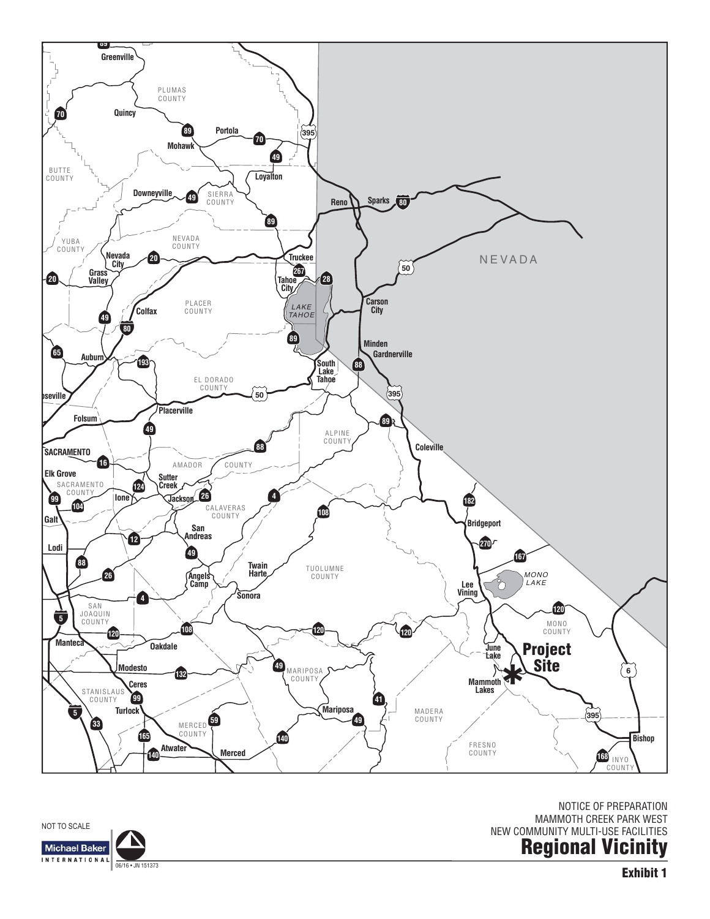NOT TO SCALE

NOTICE OF PREPARATION
MAMMOTH CREEK PARK WEST
NEW COMMUNITY MULTI-USE FACILITIES

# Regional Vicinity

**Exhibit 1**

06/16 • JN 151373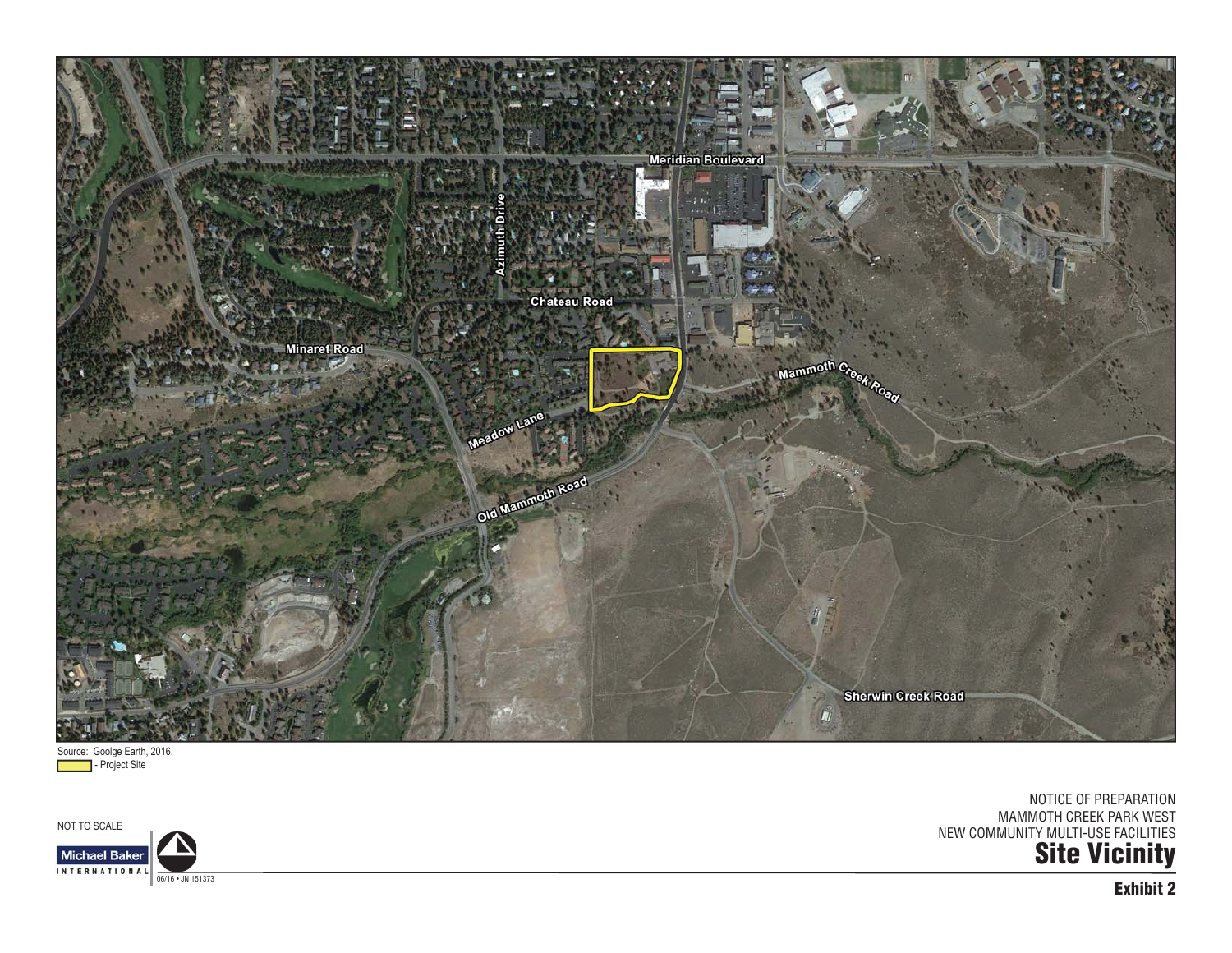Meridian Boulevard

Azimuth Drive

Chateau Road

Minaret Road

Mammoth Creek Road

Meadow Lane

Old Mammoth Road

Sherwin Creek Road

Source: Goolge Earth, 2016.

- Project Site

NOT TO SCALE

Michael Baker INTERNATIONAL

06/16 • JN 151373

NOTICE OF PREPARATION
MAMMOTH CREEK PARK WEST
NEW COMMUNITY MULTI-USE FACILITIES

# Site Vicinity

**Exhibit 2**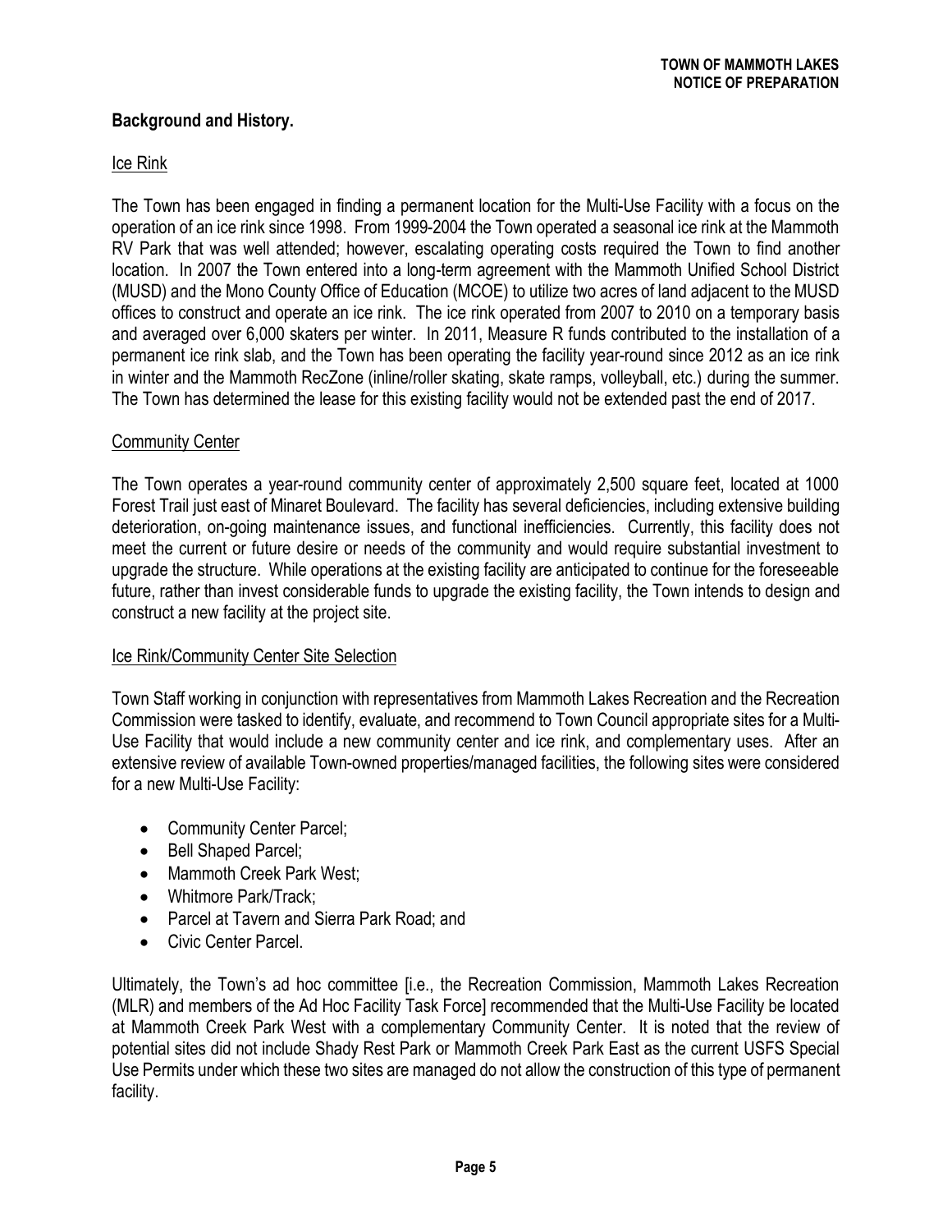## Background and History.

### Ice Rink

The Town has been engaged in finding a permanent location for the Multi-Use Facility with a focus on the operation of an ice rink since 1998. From 1999-2004 the Town operated a seasonal ice rink at the Mammoth RV Park that was well attended; however, escalating operating costs required the Town to find another location. In 2007 the Town entered into a long-term agreement with the Mammoth Unified School District (MUSD) and the Mono County Office of Education (MCOE) to utilize two acres of land adjacent to the MUSD offices to construct and operate an ice rink. The ice rink operated from 2007 to 2010 on a temporary basis and averaged over 6,000 skaters per winter. In 2011, Measure R funds contributed to the installation of a permanent ice rink slab, and the Town has been operating the facility year-round since 2012 as an ice rink in winter and the Mammoth RecZone (inline/roller skating, skate ramps, volleyball, etc.) during the summer. The Town has determined the lease for this existing facility would not be extended past the end of 2017.

### Community Center

The Town operates a year-round community center of approximately 2,500 square feet, located at 1000 Forest Trail just east of Minaret Boulevard. The facility has several deficiencies, including extensive building deterioration, on-going maintenance issues, and functional inefficiencies. Currently, this facility does not meet the current or future desire or needs of the community and would require substantial investment to upgrade the structure. While operations at the existing facility are anticipated to continue for the foreseeable future, rather than invest considerable funds to upgrade the existing facility, the Town intends to design and construct a new facility at the project site.

### Ice Rink/Community Center Site Selection

Town Staff working in conjunction with representatives from Mammoth Lakes Recreation and the Recreation Commission were tasked to identify, evaluate, and recommend to Town Council appropriate sites for a Multi-Use Facility that would include a new community center and ice rink, and complementary uses. After an extensive review of available Town-owned properties/managed facilities, the following sites were considered for a new Multi-Use Facility:

- Community Center Parcel;
- Bell Shaped Parcel;
- Mammoth Creek Park West;
- Whitmore Park/Track;
- Parcel at Tavern and Sierra Park Road; and
- Civic Center Parcel.

Ultimately, the Town's ad hoc committee [i.e., the Recreation Commission, Mammoth Lakes Recreation (MLR) and members of the Ad Hoc Facility Task Force] recommended that the Multi-Use Facility be located at Mammoth Creek Park West with a complementary Community Center. It is noted that the review of potential sites did not include Shady Rest Park or Mammoth Creek Park East as the current USFS Special Use Permits under which these two sites are managed do not allow the construction of this type of permanent facility.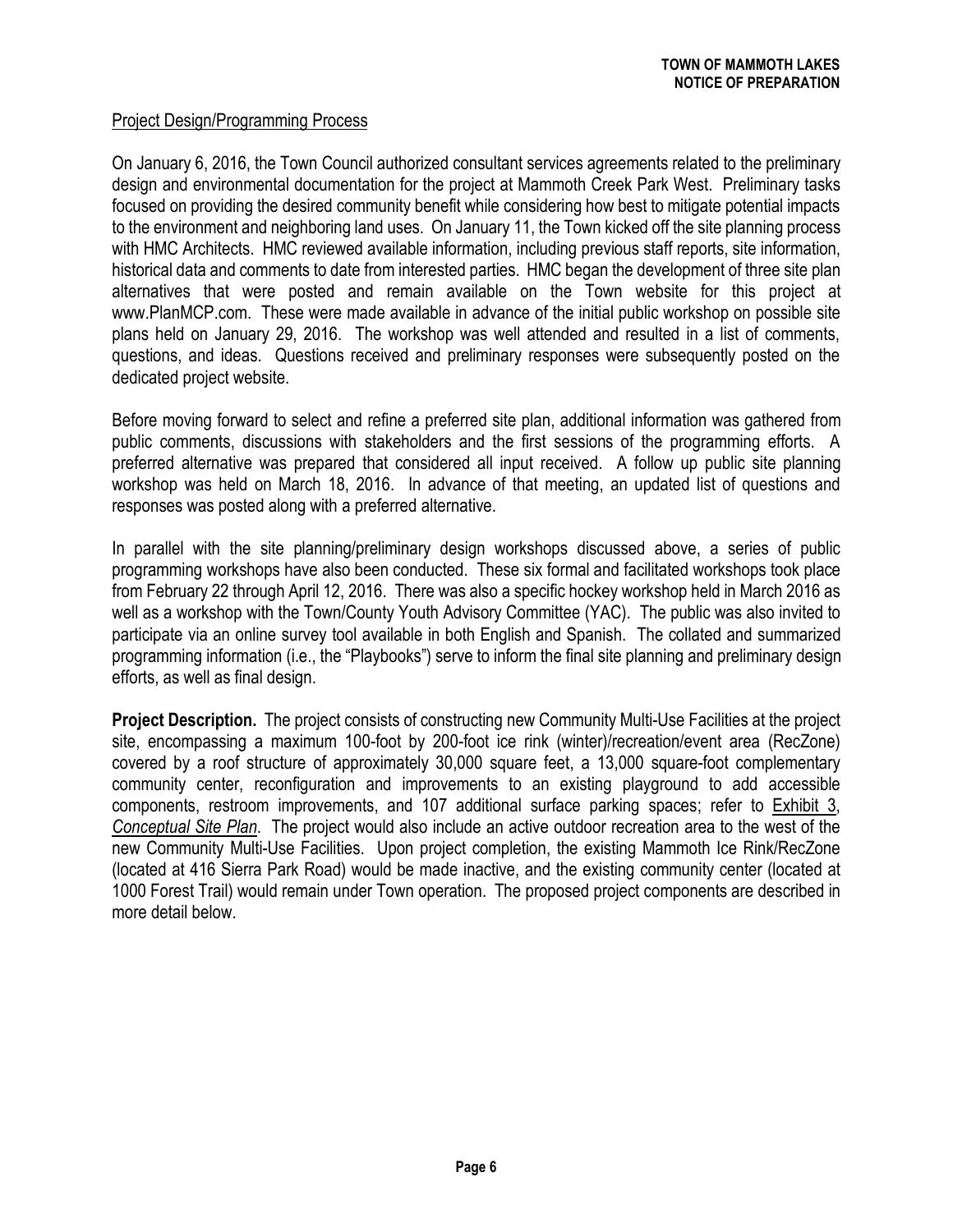Project Design/Programming Process

On January 6, 2016, the Town Council authorized consultant services agreements related to the preliminary design and environmental documentation for the project at Mammoth Creek Park West. Preliminary tasks focused on providing the desired community benefit while considering how best to mitigate potential impacts to the environment and neighboring land uses. On January 11, the Town kicked off the site planning process with HMC Architects. HMC reviewed available information, including previous staff reports, site information, historical data and comments to date from interested parties. HMC began the development of three site plan alternatives that were posted and remain available on the Town website for this project at www.PlanMCP.com. These were made available in advance of the initial public workshop on possible site plans held on January 29, 2016. The workshop was well attended and resulted in a list of comments, questions, and ideas. Questions received and preliminary responses were subsequently posted on the dedicated project website.

Before moving forward to select and refine a preferred site plan, additional information was gathered from public comments, discussions with stakeholders and the first sessions of the programming efforts. A preferred alternative was prepared that considered all input received. A follow up public site planning workshop was held on March 18, 2016. In advance of that meeting, an updated list of questions and responses was posted along with a preferred alternative.

In parallel with the site planning/preliminary design workshops discussed above, a series of public programming workshops have also been conducted. These six formal and facilitated workshops took place from February 22 through April 12, 2016. There was also a specific hockey workshop held in March 2016 as well as a workshop with the Town/County Youth Advisory Committee (YAC). The public was also invited to participate via an online survey tool available in both English and Spanish. The collated and summarized programming information (i.e., the "Playbooks") serve to inform the final site planning and preliminary design efforts, as well as final design.

**Project Description.** The project consists of constructing new Community Multi-Use Facilities at the project site, encompassing a maximum 100-foot by 200-foot ice rink (winter)/recreation/event area (RecZone) covered by a roof structure of approximately 30,000 square feet, a 13,000 square-foot complementary community center, reconfiguration and improvements to an existing playground to add accessible components, restroom improvements, and 107 additional surface parking spaces; refer to Exhibit 3, *Conceptual Site Plan*. The project would also include an active outdoor recreation area to the west of the new Community Multi-Use Facilities. Upon project completion, the existing Mammoth Ice Rink/RecZone (located at 416 Sierra Park Road) would be made inactive, and the existing community center (located at 1000 Forest Trail) would remain under Town operation. The proposed project components are described in more detail below.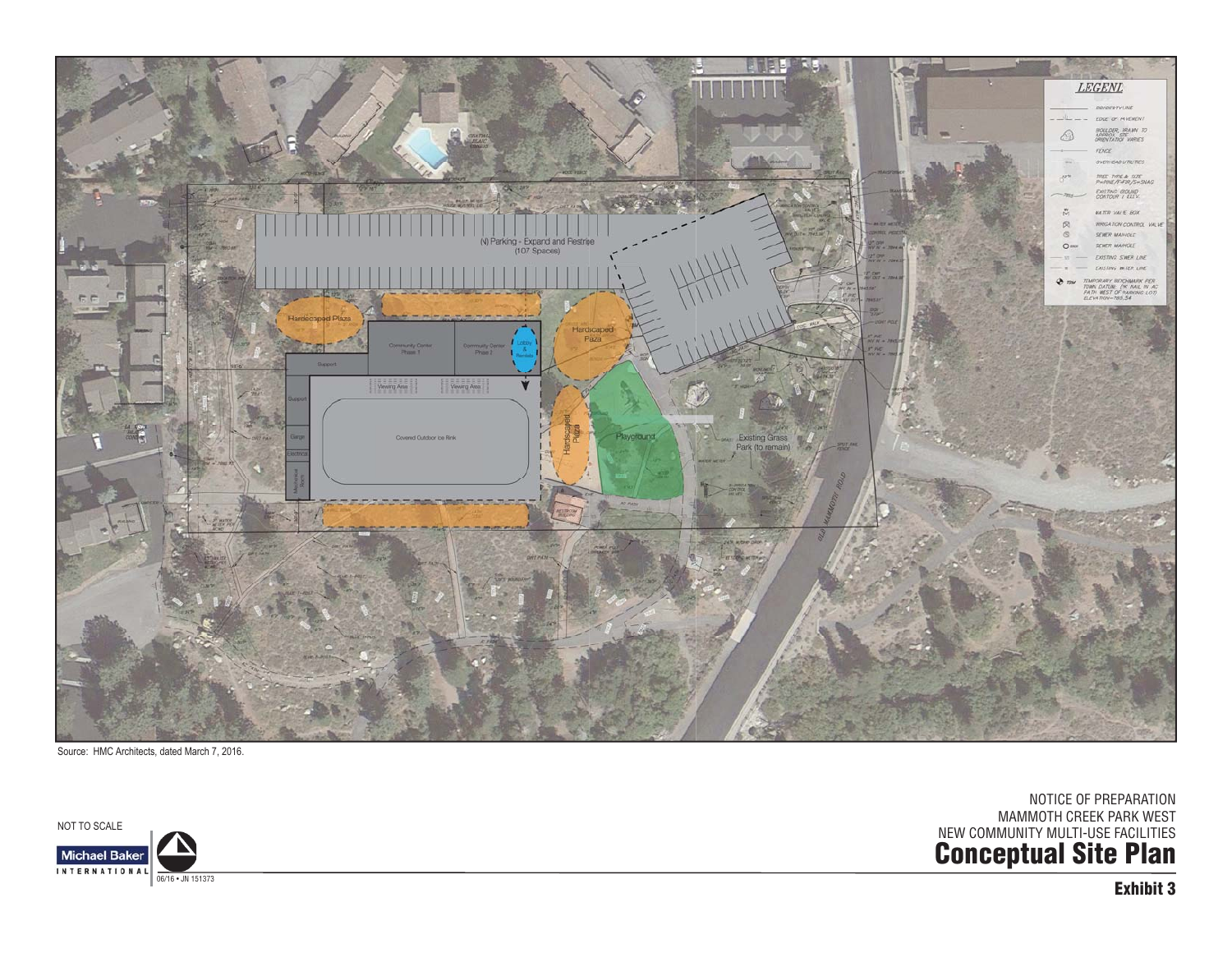Source: HMC Architects, dated March 7, 2016.

NOT TO SCALE

06/16 • JN 151373

NOTICE OF PREPARATION
MAMMOTH CREEK PARK WEST
NEW COMMUNITY MULTI-USE FACILITIES

# Conceptual Site Plan

**Exhibit 3**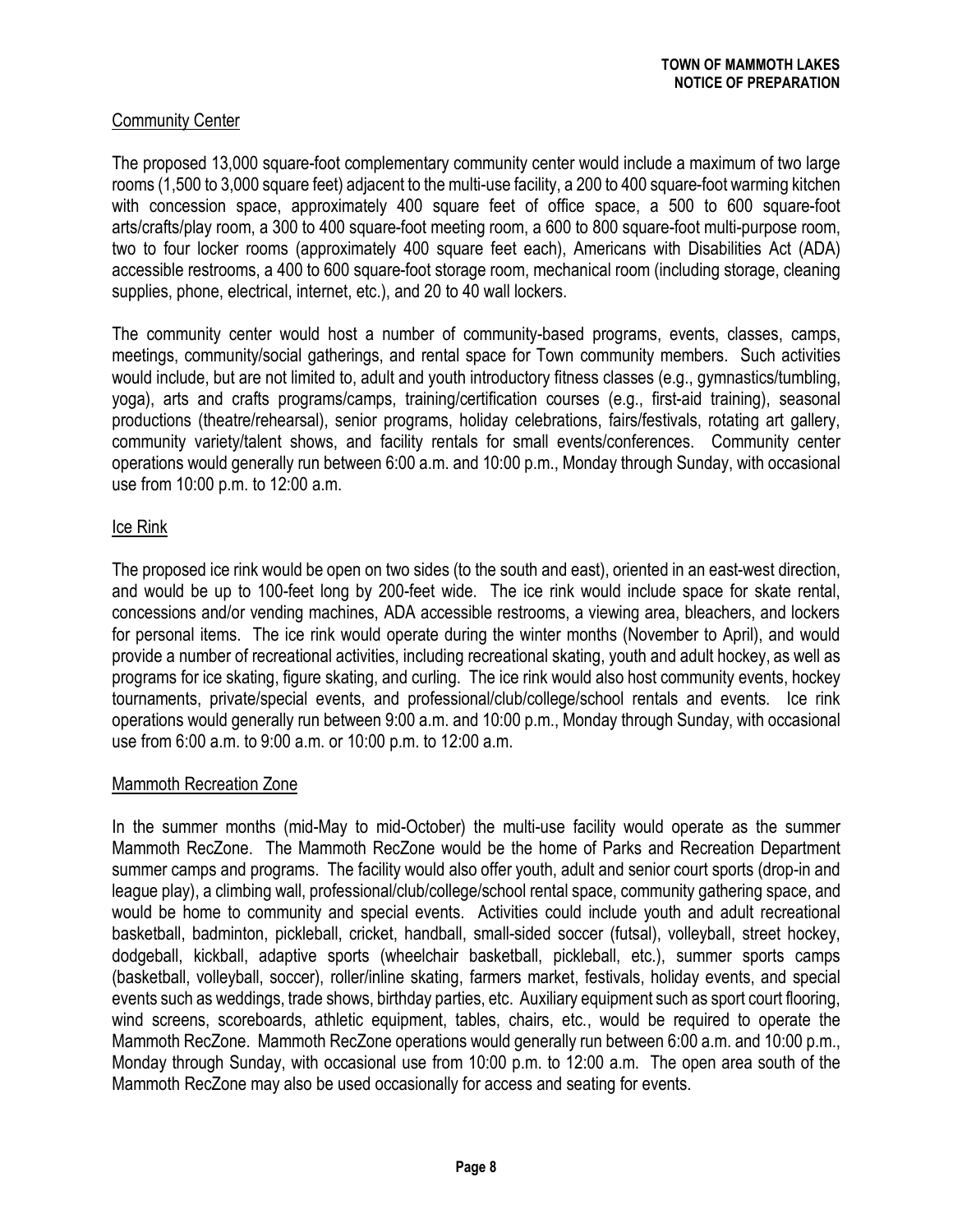### Community Center

The proposed 13,000 square-foot complementary community center would include a maximum of two large rooms (1,500 to 3,000 square feet) adjacent to the multi-use facility, a 200 to 400 square-foot warming kitchen with concession space, approximately 400 square feet of office space, a 500 to 600 square-foot arts/crafts/play room, a 300 to 400 square-foot meeting room, a 600 to 800 square-foot multi-purpose room, two to four locker rooms (approximately 400 square feet each), Americans with Disabilities Act (ADA) accessible restrooms, a 400 to 600 square-foot storage room, mechanical room (including storage, cleaning supplies, phone, electrical, internet, etc.), and 20 to 40 wall lockers.

The community center would host a number of community-based programs, events, classes, camps, meetings, community/social gatherings, and rental space for Town community members. Such activities would include, but are not limited to, adult and youth introductory fitness classes (e.g., gymnastics/tumbling, yoga), arts and crafts programs/camps, training/certification courses (e.g., first-aid training), seasonal productions (theatre/rehearsal), senior programs, holiday celebrations, fairs/festivals, rotating art gallery, community variety/talent shows, and facility rentals for small events/conferences. Community center operations would generally run between 6:00 a.m. and 10:00 p.m., Monday through Sunday, with occasional use from 10:00 p.m. to 12:00 a.m.

### Ice Rink

The proposed ice rink would be open on two sides (to the south and east), oriented in an east-west direction, and would be up to 100-feet long by 200-feet wide. The ice rink would include space for skate rental, concessions and/or vending machines, ADA accessible restrooms, a viewing area, bleachers, and lockers for personal items. The ice rink would operate during the winter months (November to April), and would provide a number of recreational activities, including recreational skating, youth and adult hockey, as well as programs for ice skating, figure skating, and curling. The ice rink would also host community events, hockey tournaments, private/special events, and professional/club/college/school rentals and events. Ice rink operations would generally run between 9:00 a.m. and 10:00 p.m., Monday through Sunday, with occasional use from 6:00 a.m. to 9:00 a.m. or 10:00 p.m. to 12:00 a.m.

### Mammoth Recreation Zone

In the summer months (mid-May to mid-October) the multi-use facility would operate as the summer Mammoth RecZone. The Mammoth RecZone would be the home of Parks and Recreation Department summer camps and programs. The facility would also offer youth, adult and senior court sports (drop-in and league play), a climbing wall, professional/club/college/school rental space, community gathering space, and would be home to community and special events. Activities could include youth and adult recreational basketball, badminton, pickleball, cricket, handball, small-sided soccer (futsal), volleyball, street hockey, dodgeball, kickball, adaptive sports (wheelchair basketball, pickleball, etc.), summer sports camps (basketball, volleyball, soccer), roller/inline skating, farmers market, festivals, holiday events, and special events such as weddings, trade shows, birthday parties, etc. Auxiliary equipment such as sport court flooring, wind screens, scoreboards, athletic equipment, tables, chairs, etc., would be required to operate the Mammoth RecZone. Mammoth RecZone operations would generally run between 6:00 a.m. and 10:00 p.m., Monday through Sunday, with occasional use from 10:00 p.m. to 12:00 a.m. The open area south of the Mammoth RecZone may also be used occasionally for access and seating for events.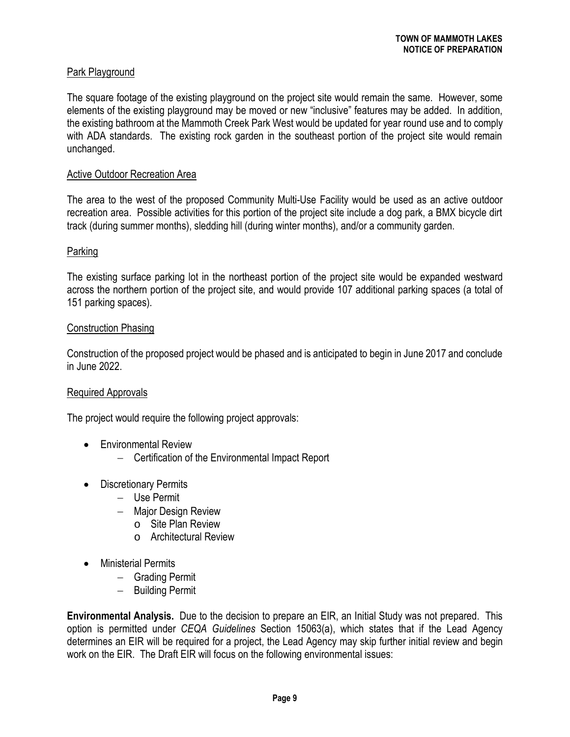### Park Playground

The square footage of the existing playground on the project site would remain the same. However, some elements of the existing playground may be moved or new "inclusive" features may be added. In addition, the existing bathroom at the Mammoth Creek Park West would be updated for year round use and to comply with ADA standards. The existing rock garden in the southeast portion of the project site would remain unchanged.

### Active Outdoor Recreation Area

The area to the west of the proposed Community Multi-Use Facility would be used as an active outdoor recreation area. Possible activities for this portion of the project site include a dog park, a BMX bicycle dirt track (during summer months), sledding hill (during winter months), and/or a community garden.

### Parking

The existing surface parking lot in the northeast portion of the project site would be expanded westward across the northern portion of the project site, and would provide 107 additional parking spaces (a total of 151 parking spaces).

### Construction Phasing

Construction of the proposed project would be phased and is anticipated to begin in June 2017 and conclude in June 2022.

### Required Approvals

The project would require the following project approvals:

- Environmental Review
  - Certification of the Environmental Impact Report
- Discretionary Permits
  - Use Permit
  - Major Design Review
    - Site Plan Review
    - Architectural Review
- Ministerial Permits
  - Grading Permit
  - Building Permit

**Environmental Analysis.** Due to the decision to prepare an EIR, an Initial Study was not prepared. This option is permitted under *CEQA Guidelines* Section 15063(a), which states that if the Lead Agency determines an EIR will be required for a project, the Lead Agency may skip further initial review and begin work on the EIR. The Draft EIR will focus on the following environmental issues: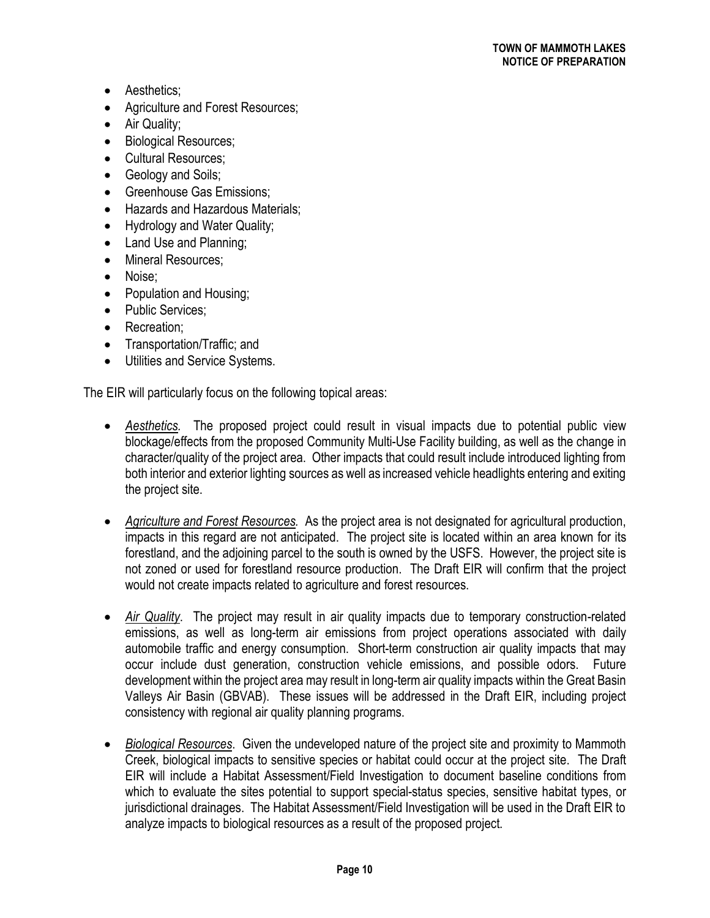- Aesthetics;
- Agriculture and Forest Resources;
- Air Quality;
- Biological Resources;
- Cultural Resources;
- Geology and Soils;
- Greenhouse Gas Emissions;
- Hazards and Hazardous Materials;
- Hydrology and Water Quality;
- Land Use and Planning;
- Mineral Resources;
- Noise;
- Population and Housing;
- Public Services;
- Recreation;
- Transportation/Traffic; and
- Utilities and Service Systems.

The EIR will particularly focus on the following topical areas:

- *Aesthetics.* The proposed project could result in visual impacts due to potential public view blockage/effects from the proposed Community Multi-Use Facility building, as well as the change in character/quality of the project area. Other impacts that could result include introduced lighting from both interior and exterior lighting sources as well as increased vehicle headlights entering and exiting the project site.

- *Agriculture and Forest Resources.* As the project area is not designated for agricultural production, impacts in this regard are not anticipated. The project site is located within an area known for its forestland, and the adjoining parcel to the south is owned by the USFS. However, the project site is not zoned or used for forestland resource production. The Draft EIR will confirm that the project would not create impacts related to agriculture and forest resources.

- *Air Quality*. The project may result in air quality impacts due to temporary construction-related emissions, as well as long-term air emissions from project operations associated with daily automobile traffic and energy consumption. Short-term construction air quality impacts that may occur include dust generation, construction vehicle emissions, and possible odors. Future development within the project area may result in long-term air quality impacts within the Great Basin Valleys Air Basin (GBVAB). These issues will be addressed in the Draft EIR, including project consistency with regional air quality planning programs.

- *Biological Resources*. Given the undeveloped nature of the project site and proximity to Mammoth Creek, biological impacts to sensitive species or habitat could occur at the project site. The Draft EIR will include a Habitat Assessment/Field Investigation to document baseline conditions from which to evaluate the sites potential to support special-status species, sensitive habitat types, or jurisdictional drainages. The Habitat Assessment/Field Investigation will be used in the Draft EIR to analyze impacts to biological resources as a result of the proposed project.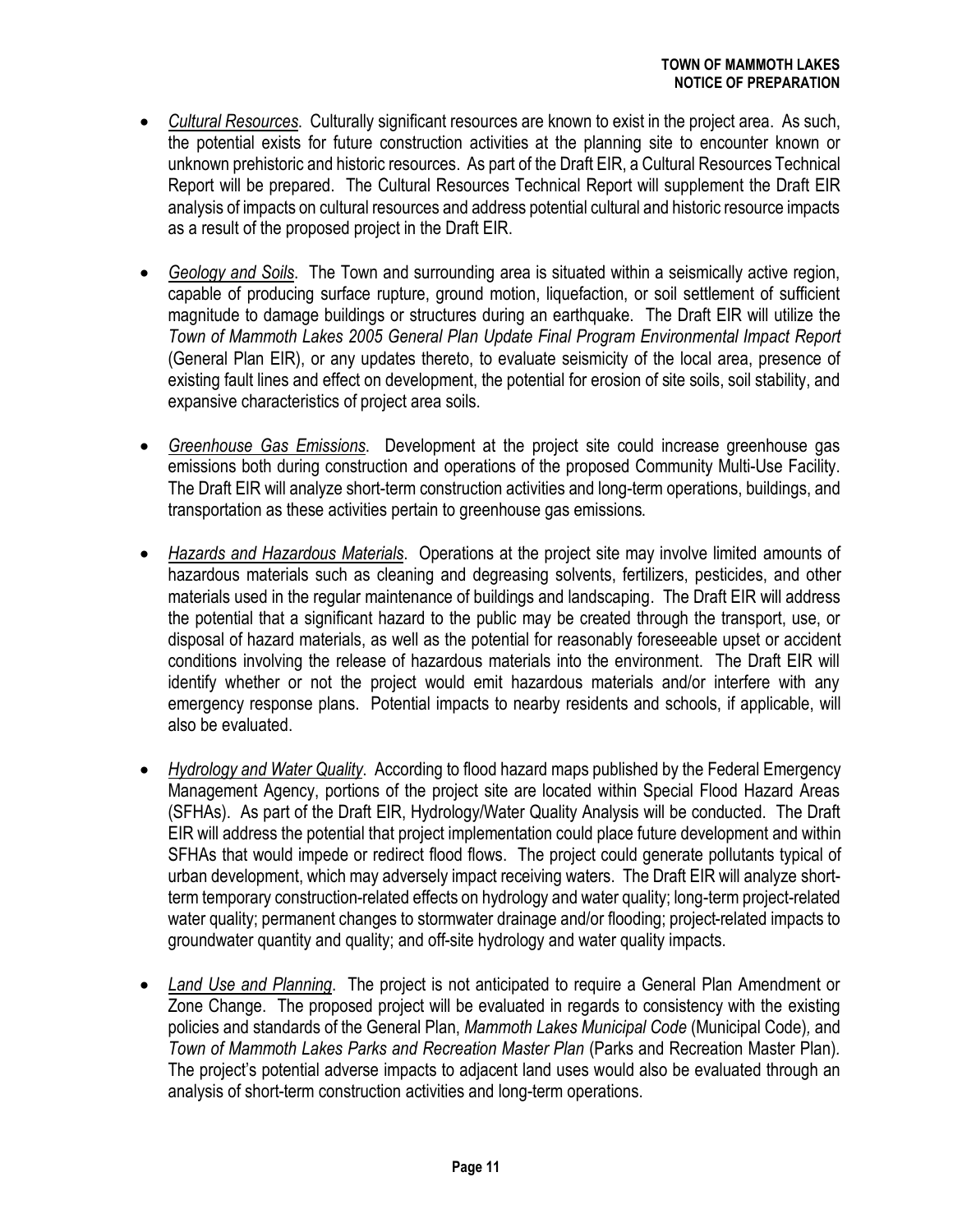- *Cultural Resources*. Culturally significant resources are known to exist in the project area. As such, the potential exists for future construction activities at the planning site to encounter known or unknown prehistoric and historic resources. As part of the Draft EIR, a Cultural Resources Technical Report will be prepared. The Cultural Resources Technical Report will supplement the Draft EIR analysis of impacts on cultural resources and address potential cultural and historic resource impacts as a result of the proposed project in the Draft EIR.

- *Geology and Soils*. The Town and surrounding area is situated within a seismically active region, capable of producing surface rupture, ground motion, liquefaction, or soil settlement of sufficient magnitude to damage buildings or structures during an earthquake. The Draft EIR will utilize the *Town of Mammoth Lakes 2005 General Plan Update Final Program Environmental Impact Report* (General Plan EIR), or any updates thereto, to evaluate seismicity of the local area, presence of existing fault lines and effect on development, the potential for erosion of site soils, soil stability, and expansive characteristics of project area soils.

- *Greenhouse Gas Emissions*. Development at the project site could increase greenhouse gas emissions both during construction and operations of the proposed Community Multi-Use Facility. The Draft EIR will analyze short-term construction activities and long-term operations, buildings, and transportation as these activities pertain to greenhouse gas emissions.

- *Hazards and Hazardous Materials*. Operations at the project site may involve limited amounts of hazardous materials such as cleaning and degreasing solvents, fertilizers, pesticides, and other materials used in the regular maintenance of buildings and landscaping. The Draft EIR will address the potential that a significant hazard to the public may be created through the transport, use, or disposal of hazard materials, as well as the potential for reasonably foreseeable upset or accident conditions involving the release of hazardous materials into the environment. The Draft EIR will identify whether or not the project would emit hazardous materials and/or interfere with any emergency response plans. Potential impacts to nearby residents and schools, if applicable, will also be evaluated.

- *Hydrology and Water Quality*. According to flood hazard maps published by the Federal Emergency Management Agency, portions of the project site are located within Special Flood Hazard Areas (SFHAs). As part of the Draft EIR, Hydrology/Water Quality Analysis will be conducted. The Draft EIR will address the potential that project implementation could place future development and within SFHAs that would impede or redirect flood flows. The project could generate pollutants typical of urban development, which may adversely impact receiving waters. The Draft EIR will analyze short-term temporary construction-related effects on hydrology and water quality; long-term project-related water quality; permanent changes to stormwater drainage and/or flooding; project-related impacts to groundwater quantity and quality; and off-site hydrology and water quality impacts.

- *Land Use and Planning*. The project is not anticipated to require a General Plan Amendment or Zone Change. The proposed project will be evaluated in regards to consistency with the existing policies and standards of the General Plan, *Mammoth Lakes Municipal Code* (Municipal Code), and *Town of Mammoth Lakes Parks and Recreation Master Plan* (Parks and Recreation Master Plan). The project's potential adverse impacts to adjacent land uses would also be evaluated through an analysis of short-term construction activities and long-term operations.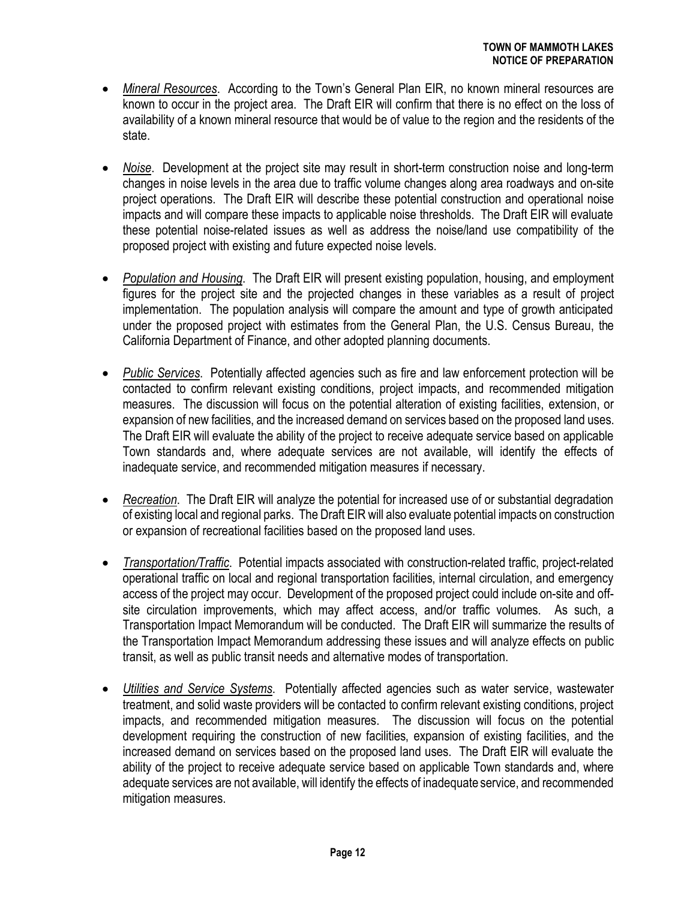- *Mineral Resources*. According to the Town's General Plan EIR, no known mineral resources are known to occur in the project area. The Draft EIR will confirm that there is no effect on the loss of availability of a known mineral resource that would be of value to the region and the residents of the state.

- *Noise*. Development at the project site may result in short-term construction noise and long-term changes in noise levels in the area due to traffic volume changes along area roadways and on-site project operations. The Draft EIR will describe these potential construction and operational noise impacts and will compare these impacts to applicable noise thresholds. The Draft EIR will evaluate these potential noise-related issues as well as address the noise/land use compatibility of the proposed project with existing and future expected noise levels.

- *Population and Housing*. The Draft EIR will present existing population, housing, and employment figures for the project site and the projected changes in these variables as a result of project implementation. The population analysis will compare the amount and type of growth anticipated under the proposed project with estimates from the General Plan, the U.S. Census Bureau, the California Department of Finance, and other adopted planning documents.

- *Public Services*. Potentially affected agencies such as fire and law enforcement protection will be contacted to confirm relevant existing conditions, project impacts, and recommended mitigation measures. The discussion will focus on the potential alteration of existing facilities, extension, or expansion of new facilities, and the increased demand on services based on the proposed land uses. The Draft EIR will evaluate the ability of the project to receive adequate service based on applicable Town standards and, where adequate services are not available, will identify the effects of inadequate service, and recommended mitigation measures if necessary.

- *Recreation*. The Draft EIR will analyze the potential for increased use of or substantial degradation of existing local and regional parks. The Draft EIR will also evaluate potential impacts on construction or expansion of recreational facilities based on the proposed land uses.

- *Transportation/Traffic*. Potential impacts associated with construction-related traffic, project-related operational traffic on local and regional transportation facilities, internal circulation, and emergency access of the project may occur. Development of the proposed project could include on-site and off-site circulation improvements, which may affect access, and/or traffic volumes. As such, a Transportation Impact Memorandum will be conducted. The Draft EIR will summarize the results of the Transportation Impact Memorandum addressing these issues and will analyze effects on public transit, as well as public transit needs and alternative modes of transportation.

- *Utilities and Service Systems*. Potentially affected agencies such as water service, wastewater treatment, and solid waste providers will be contacted to confirm relevant existing conditions, project impacts, and recommended mitigation measures. The discussion will focus on the potential development requiring the construction of new facilities, expansion of existing facilities, and the increased demand on services based on the proposed land uses. The Draft EIR will evaluate the ability of the project to receive adequate service based on applicable Town standards and, where adequate services are not available, will identify the effects of inadequate service, and recommended mitigation measures.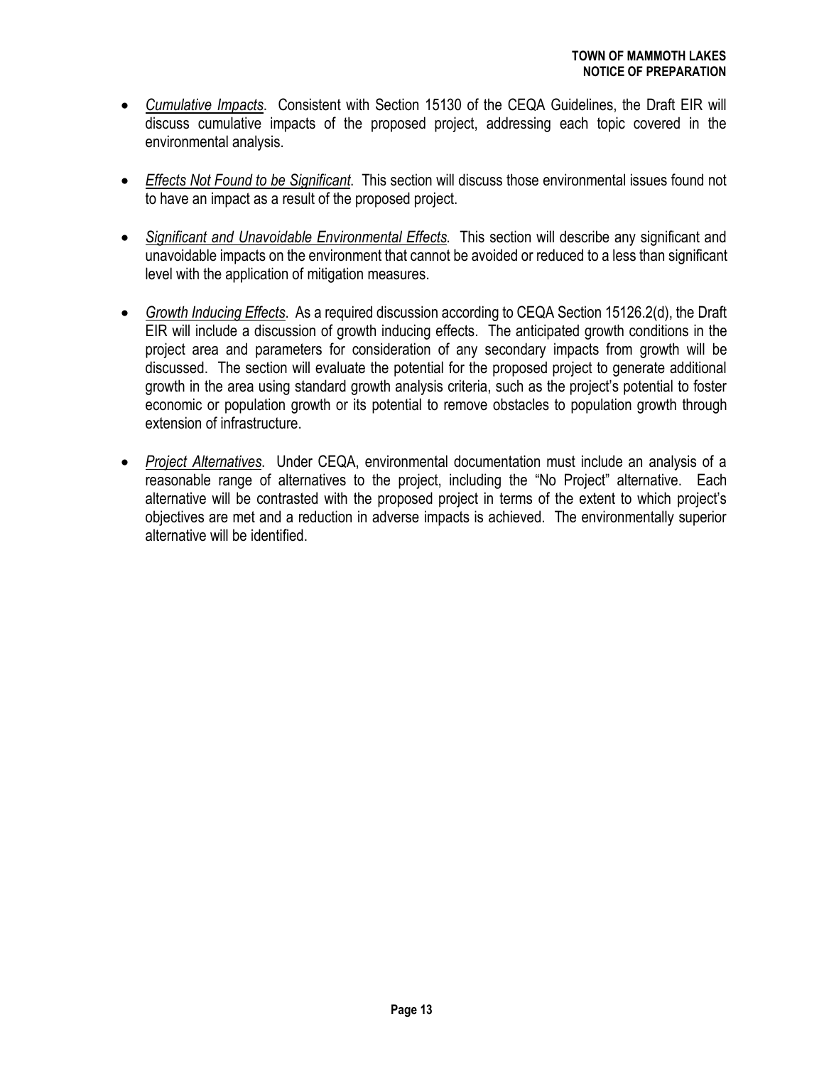- *Cumulative Impacts*. Consistent with Section 15130 of the CEQA Guidelines, the Draft EIR will discuss cumulative impacts of the proposed project, addressing each topic covered in the environmental analysis.

- *Effects Not Found to be Significant*. This section will discuss those environmental issues found not to have an impact as a result of the proposed project.

- *Significant and Unavoidable Environmental Effects*. This section will describe any significant and unavoidable impacts on the environment that cannot be avoided or reduced to a less than significant level with the application of mitigation measures.

- *Growth Inducing Effects*. As a required discussion according to CEQA Section 15126.2(d), the Draft EIR will include a discussion of growth inducing effects. The anticipated growth conditions in the project area and parameters for consideration of any secondary impacts from growth will be discussed. The section will evaluate the potential for the proposed project to generate additional growth in the area using standard growth analysis criteria, such as the project's potential to foster economic or population growth or its potential to remove obstacles to population growth through extension of infrastructure.

- *Project Alternatives*. Under CEQA, environmental documentation must include an analysis of a reasonable range of alternatives to the project, including the "No Project" alternative. Each alternative will be contrasted with the proposed project in terms of the extent to which project's objectives are met and a reduction in adverse impacts is achieved. The environmentally superior alternative will be identified.